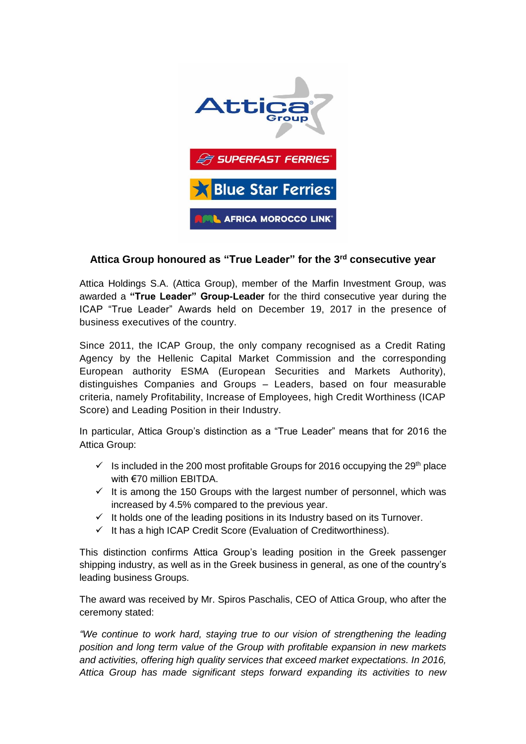## Attica Group honoured as "True Leader" for the 3rd consecutive year

Attica Holdings S.A. (Attica Group), member of the Marfin Investment Group, was awarded a **"True Leader" Group-Leader** for the third consecutive year during the ICAP "True Leader" Awards held on December 19, 2017 in the presence of business executives of the country.

Since 2011, the ICAP Group, the only company recognised as a Credit Rating Agency by the Hellenic Capital Market Commission and the corresponding European authority ESMA (European Securities and Markets Authority), distinguishes Companies and Groups – Leaders, based on four measurable criteria, namely Profitability, Increase of Employees, high Credit Worthiness (ICAP Score) and Leading Position in their Industry.

In particular, Attica Group's distinction as a "True Leader" means that for 2016 the Attica Group:

- ✓ Is included in the 200 most profitable Groups for 2016 occupying the 29th place with €70 million EBITDA.
- ✓ It is among the 150 Groups with the largest number of personnel, which was increased by 4.5% compared to the previous year.
- ✓ It holds one of the leading positions in its Industry based on its Turnover.
- ✓ It has a high ICAP Credit Score (Evaluation of Creditworthiness).

This distinction confirms Attica Group's leading position in the Greek passenger shipping industry, as well as in the Greek business in general, as one of the country's leading business Groups.

The award was received by Mr. Spiros Paschalis, CEO of Attica Group, who after the ceremony stated:

*"We continue to work hard, staying true to our vision of strengthening the leading position and long term value of the Group with profitable expansion in new markets and activities, offering high quality services that exceed market expectations. In 2016, Attica Group has made significant steps forward expanding its activities to new*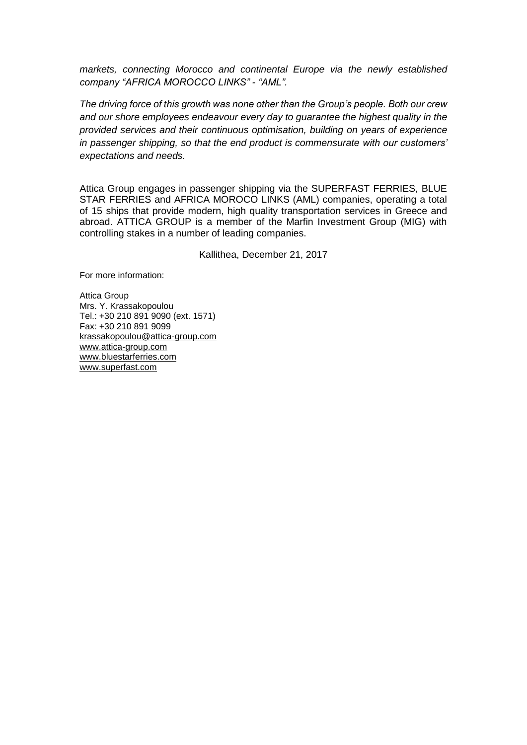*markets, connecting Morocco and continental Europe via the newly established company "AFRICA MOROCCO LINKS" - "AML".*

*The driving force of this growth was none other than the Group's people. Both our crew and our shore employees endeavour every day to guarantee the highest quality in the provided services and their continuous optimisation, building on years of experience in passenger shipping, so that the end product is commensurate with our customers' expectations and needs.*

Attica Group engages in passenger shipping via the SUPERFAST FERRIES, BLUE STAR FERRIES and AFRICA MOROCO LINKS (AML) companies, operating a total of 15 ships that provide modern, high quality transportation services in Greece and abroad. ATTICA GROUP is a member of the Marfin Investment Group (MIG) with controlling stakes in a number of leading companies.

Kallithea, December 21, 2017

For more information:

Attica Group  
Mrs. Y. Krassakopoulou  
Tel.: +30 210 891 9090 (ext. 1571)  
Fax: +30 210 891 9099  
krassakopoulou@attica-group.com  
www.attica-group.com  
www.bluestarferries.com  
www.superfast.com